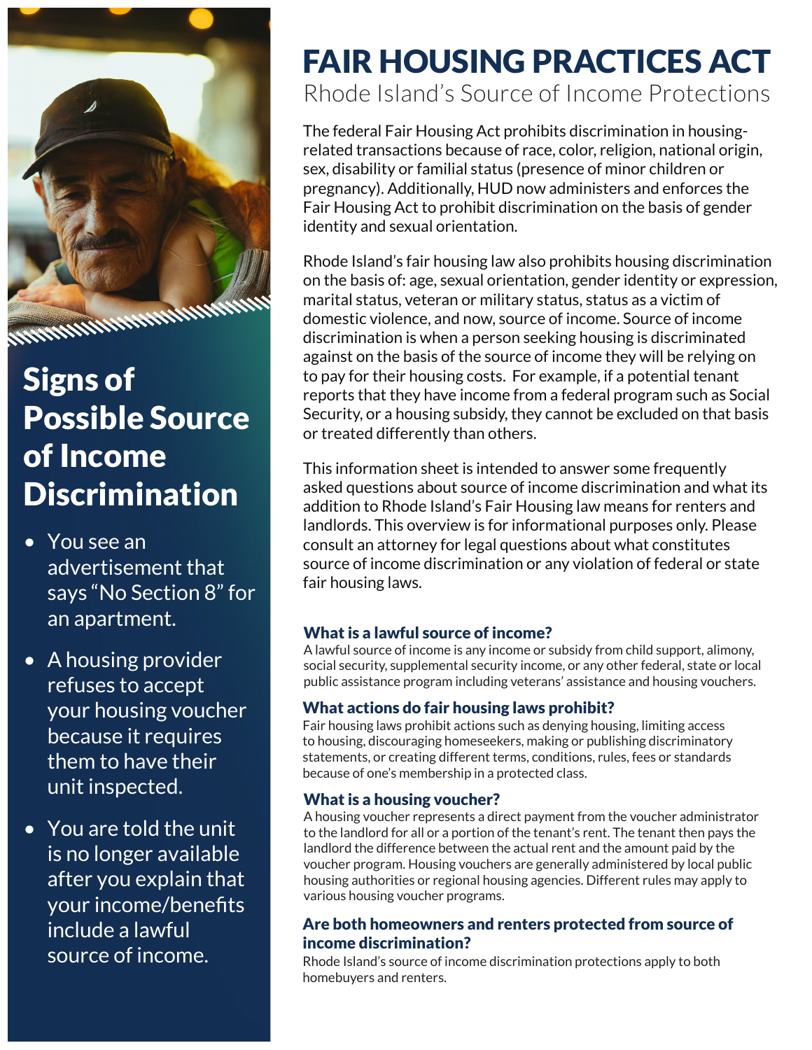# FAIR HOUSING PRACTICES ACT

## Rhode Island's Source of Income Protections

The federal Fair Housing Act prohibits discrimination in housing-related transactions because of race, color, religion, national origin, sex, disability or familial status (presence of minor children or pregnancy). Additionally, HUD now administers and enforces the Fair Housing Act to prohibit discrimination on the basis of gender identity and sexual orientation.

Rhode Island's fair housing law also prohibits housing discrimination on the basis of: age, sexual orientation, gender identity or expression, marital status, veteran or military status, status as a victim of domestic violence, and now, source of income. Source of income discrimination is when a person seeking housing is discriminated against on the basis of the source of income they will be relying on to pay for their housing costs. For example, if a potential tenant reports that they have income from a federal program such as Social Security, or a housing subsidy, they cannot be excluded on that basis or treated differently than others.

This information sheet is intended to answer some frequently asked questions about source of income discrimination and what its addition to Rhode Island's Fair Housing law means for renters and landlords. This overview is for informational purposes only. Please consult an attorney for legal questions about what constitutes source of income discrimination or any violation of federal or state fair housing laws.

### What is a lawful source of income?

A lawful source of income is any income or subsidy from child support, alimony, social security, supplemental security income, or any other federal, state or local public assistance program including veterans' assistance and housing vouchers.

### What actions do fair housing laws prohibit?

Fair housing laws prohibit actions such as denying housing, limiting access to housing, discouraging homeseekers, making or publishing discriminatory statements, or creating different terms, conditions, rules, fees or standards because of one's membership in a protected class.

### What is a housing voucher?

A housing voucher represents a direct payment from the voucher administrator to the landlord for all or a portion of the tenant's rent. The tenant then pays the landlord the difference between the actual rent and the amount paid by the voucher program. Housing vouchers are generally administered by local public housing authorities or regional housing agencies. Different rules may apply to various housing voucher programs.

### Are both homeowners and renters protected from source of income discrimination?

Rhode Island's source of income discrimination protections apply to both homebuyers and renters.

## Signs of Possible Source of Income Discrimination

- You see an advertisement that says "No Section 8" for an apartment.
- A housing provider refuses to accept your housing voucher because it requires them to have their unit inspected.
- You are told the unit is no longer available after you explain that your income/benefits include a lawful source of income.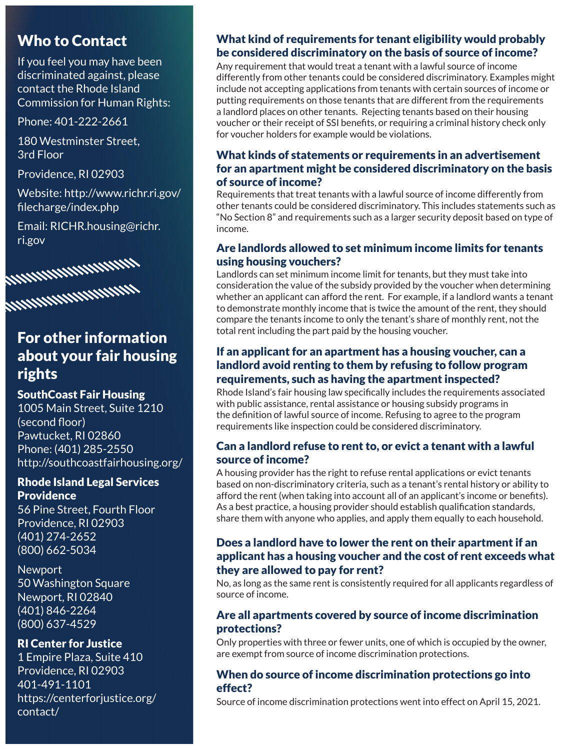## Who to Contact

If you feel you may have been discriminated against, please contact the Rhode Island Commission for Human Rights:

Phone: 401-222-2661

180 Westminster Street, 3rd Floor

Providence, RI 02903

Website: http://www.richr.ri.gov/filecharge/index.php

Email: RICHR.housing@richr.ri.gov

## For other information about your fair housing rights

**SouthCoast Fair Housing**
1005 Main Street, Suite 1210 (second floor)
Pawtucket, RI 02860
Phone: (401) 285-2550
http://southcoastfairhousing.org/

**Rhode Island Legal Services Providence**
56 Pine Street, Fourth Floor
Providence, RI 02903
(401) 274-2652
(800) 662-5034

Newport
50 Washington Square
Newport, RI 02840
(401) 846-2264
(800) 637-4529

**RI Center for Justice**
1 Empire Plaza, Suite 410
Providence, RI 02903
401-491-1101
https://centerforjustice.org/contact/

### What kind of requirements for tenant eligibility would probably be considered discriminatory on the basis of source of income?

Any requirement that would treat a tenant with a lawful source of income differently from other tenants could be considered discriminatory. Examples might include not accepting applications from tenants with certain sources of income or putting requirements on those tenants that are different from the requirements a landlord places on other tenants. Rejecting tenants based on their housing voucher or their receipt of SSI benefits, or requiring a criminal history check only for voucher holders for example would be violations.

### What kinds of statements or requirements in an advertisement for an apartment might be considered discriminatory on the basis of source of income?

Requirements that treat tenants with a lawful source of income differently from other tenants could be considered discriminatory. This includes statements such as "No Section 8" and requirements such as a larger security deposit based on type of income.

### Are landlords allowed to set minimum income limits for tenants using housing vouchers?

Landlords can set minimum income limit for tenants, but they must take into consideration the value of the subsidy provided by the voucher when determining whether an applicant can afford the rent. For example, if a landlord wants a tenant to demonstrate monthly income that is twice the amount of the rent, they should compare the tenants income to only the tenant's share of monthly rent, not the total rent including the part paid by the housing voucher.

### If an applicant for an apartment has a housing voucher, can a landlord avoid renting to them by refusing to follow program requirements, such as having the apartment inspected?

Rhode Island's fair housing law specifically includes the requirements associated with public assistance, rental assistance or housing subsidy programs in the definition of lawful source of income. Refusing to agree to the program requirements like inspection could be considered discriminatory.

### Can a landlord refuse to rent to, or evict a tenant with a lawful source of income?

A housing provider has the right to refuse rental applications or evict tenants based on non-discriminatory criteria, such as a tenant's rental history or ability to afford the rent (when taking into account all of an applicant's income or benefits). As a best practice, a housing provider should establish qualification standards, share them with anyone who applies, and apply them equally to each household.

### Does a landlord have to lower the rent on their apartment if an applicant has a housing voucher and the cost of rent exceeds what they are allowed to pay for rent?

No, as long as the same rent is consistently required for all applicants regardless of source of income.

### Are all apartments covered by source of income discrimination protections?

Only properties with three or fewer units, one of which is occupied by the owner, are exempt from source of income discrimination protections.

### When do source of income discrimination protections go into effect?

Source of income discrimination protections went into effect on April 15, 2021.